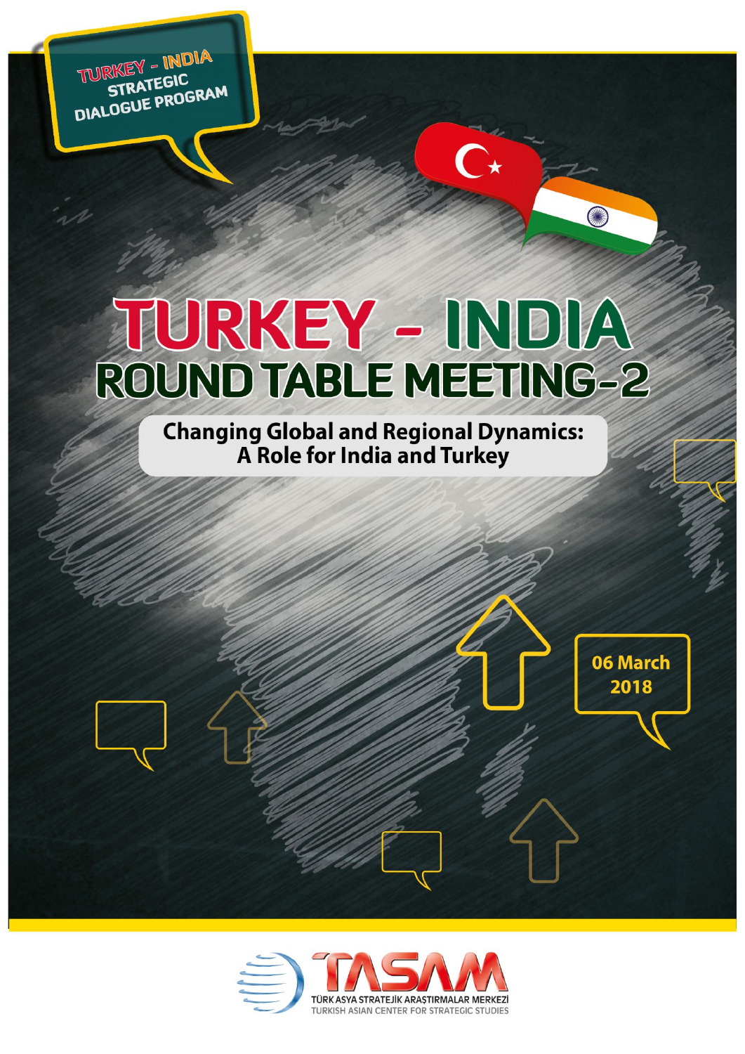TURKEY - INDIA STRATEGIC DIALOGUE PROGRAM

# TURKEY - INDIA ROUND TABLE MEETING-2

## Changing Global and Regional Dynamics: A Role for India and Turkey

06 March 2018

TASAM

TÜRK ASYA STRATEJİK ARAŞTIRMALAR MERKEZİ

TURKISH ASIAN CENTER FOR STRATEGIC STUDIES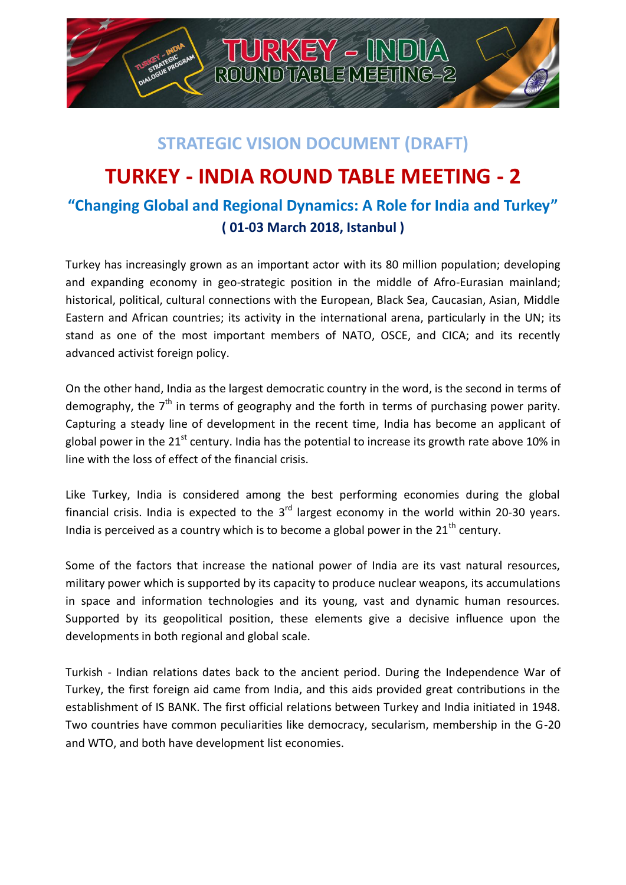## STRATEGIC VISION DOCUMENT (DRAFT)

# TURKEY - INDIA ROUND TABLE MEETING - 2

### "Changing Global and Regional Dynamics: A Role for India and Turkey"

**( 01-03 March 2018, Istanbul )**

Turkey has increasingly grown as an important actor with its 80 million population; developing and expanding economy in geo-strategic position in the middle of Afro-Eurasian mainland; historical, political, cultural connections with the European, Black Sea, Caucasian, Asian, Middle Eastern and African countries; its activity in the international arena, particularly in the UN; its stand as one of the most important members of NATO, OSCE, and CICA; and its recently advanced activist foreign policy.

On the other hand, India as the largest democratic country in the word, is the second in terms of demography, the 7th in terms of geography and the forth in terms of purchasing power parity. Capturing a steady line of development in the recent time, India has become an applicant of global power in the 21st century. India has the potential to increase its growth rate above 10% in line with the loss of effect of the financial crisis.

Like Turkey, India is considered among the best performing economies during the global financial crisis. India is expected to the 3rd largest economy in the world within 20-30 years. India is perceived as a country which is to become a global power in the 21th century.

Some of the factors that increase the national power of India are its vast natural resources, military power which is supported by its capacity to produce nuclear weapons, its accumulations in space and information technologies and its young, vast and dynamic human resources. Supported by its geopolitical position, these elements give a decisive influence upon the developments in both regional and global scale.

Turkish - Indian relations dates back to the ancient period. During the Independence War of Turkey, the first foreign aid came from India, and this aids provided great contributions in the establishment of IS BANK. The first official relations between Turkey and India initiated in 1948. Two countries have common peculiarities like democracy, secularism, membership in the G-20 and WTO, and both have development list economies.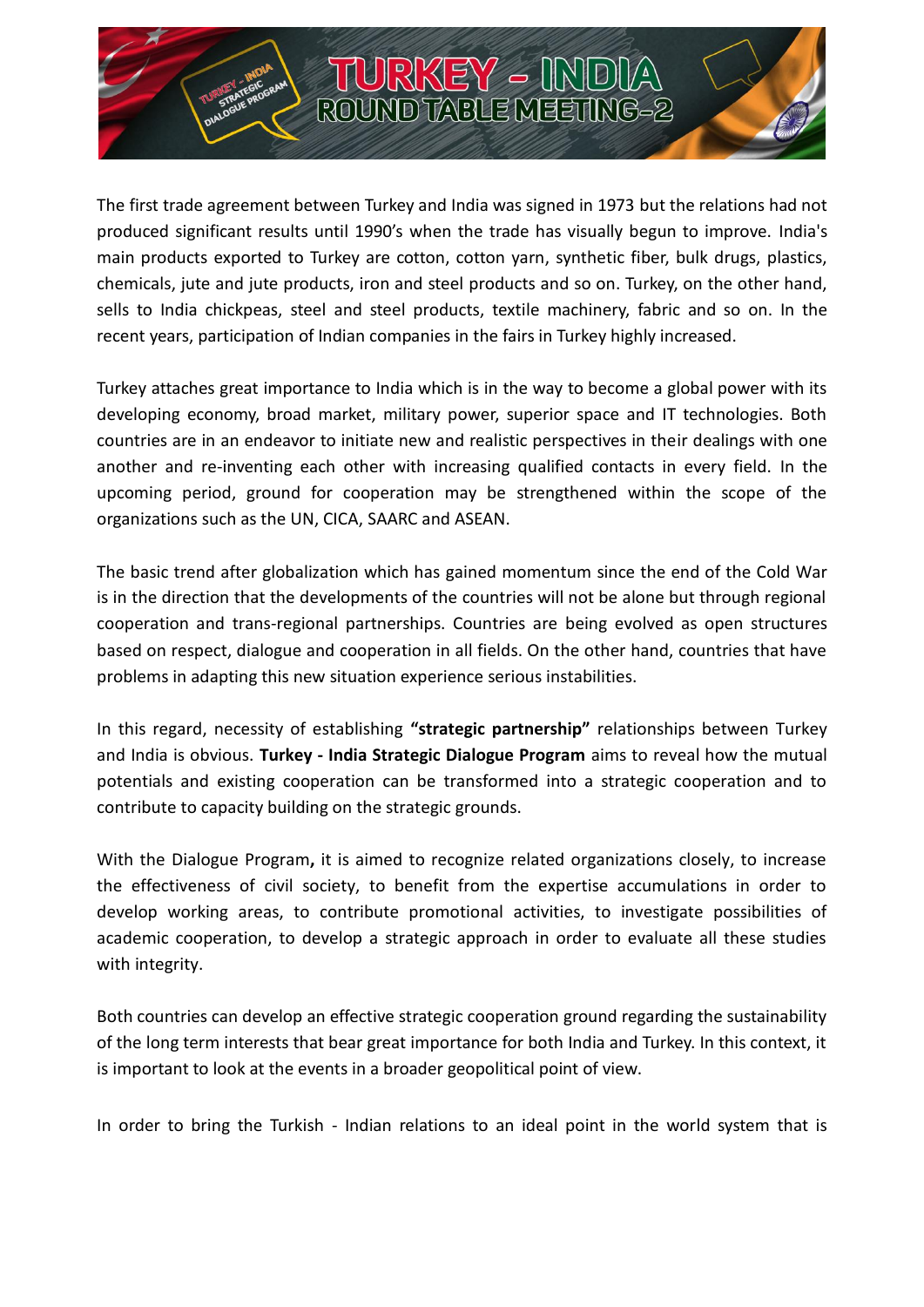The first trade agreement between Turkey and India was signed in 1973 but the relations had not produced significant results until 1990's when the trade has visually begun to improve. India's main products exported to Turkey are cotton, cotton yarn, synthetic fiber, bulk drugs, plastics, chemicals, jute and jute products, iron and steel products and so on. Turkey, on the other hand, sells to India chickpeas, steel and steel products, textile machinery, fabric and so on. In the recent years, participation of Indian companies in the fairs in Turkey highly increased.

Turkey attaches great importance to India which is in the way to become a global power with its developing economy, broad market, military power, superior space and IT technologies. Both countries are in an endeavor to initiate new and realistic perspectives in their dealings with one another and re-inventing each other with increasing qualified contacts in every field. In the upcoming period, ground for cooperation may be strengthened within the scope of the organizations such as the UN, CICA, SAARC and ASEAN.

The basic trend after globalization which has gained momentum since the end of the Cold War is in the direction that the developments of the countries will not be alone but through regional cooperation and trans-regional partnerships. Countries are being evolved as open structures based on respect, dialogue and cooperation in all fields. On the other hand, countries that have problems in adapting this new situation experience serious instabilities.

In this regard, necessity of establishing **"strategic partnership"** relationships between Turkey and India is obvious. **Turkey - India Strategic Dialogue Program** aims to reveal how the mutual potentials and existing cooperation can be transformed into a strategic cooperation and to contribute to capacity building on the strategic grounds.

With the Dialogue Program**,** it is aimed to recognize related organizations closely, to increase the effectiveness of civil society, to benefit from the expertise accumulations in order to develop working areas, to contribute promotional activities, to investigate possibilities of academic cooperation, to develop a strategic approach in order to evaluate all these studies with integrity.

Both countries can develop an effective strategic cooperation ground regarding the sustainability of the long term interests that bear great importance for both India and Turkey. In this context, it is important to look at the events in a broader geopolitical point of view.

In order to bring the Turkish - Indian relations to an ideal point in the world system that is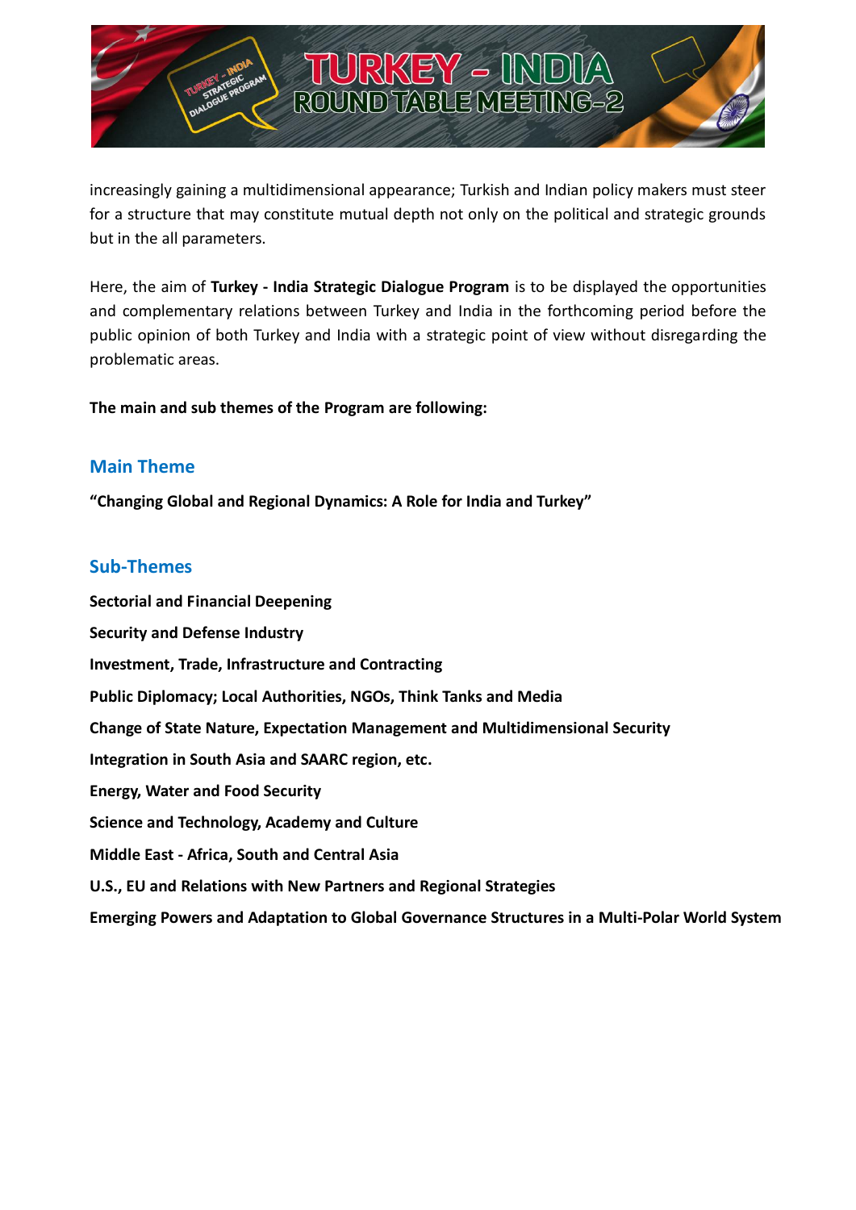increasingly gaining a multidimensional appearance; Turkish and Indian policy makers must steer for a structure that may constitute mutual depth not only on the political and strategic grounds but in the all parameters.

Here, the aim of **Turkey - India Strategic Dialogue Program** is to be displayed the opportunities and complementary relations between Turkey and India in the forthcoming period before the public opinion of both Turkey and India with a strategic point of view without disregarding the problematic areas.

**The main and sub themes of the Program are following:**

## Main Theme

**"Changing Global and Regional Dynamics: A Role for India and Turkey"**

## Sub-Themes

**Sectorial and Financial Deepening**

**Security and Defense Industry**

**Investment, Trade, Infrastructure and Contracting**

**Public Diplomacy; Local Authorities, NGOs, Think Tanks and Media**

**Change of State Nature, Expectation Management and Multidimensional Security**

**Integration in South Asia and SAARC region, etc.**

**Energy, Water and Food Security**

**Science and Technology, Academy and Culture**

**Middle East - Africa, South and Central Asia**

**U.S., EU and Relations with New Partners and Regional Strategies**

**Emerging Powers and Adaptation to Global Governance Structures in a Multi-Polar World System**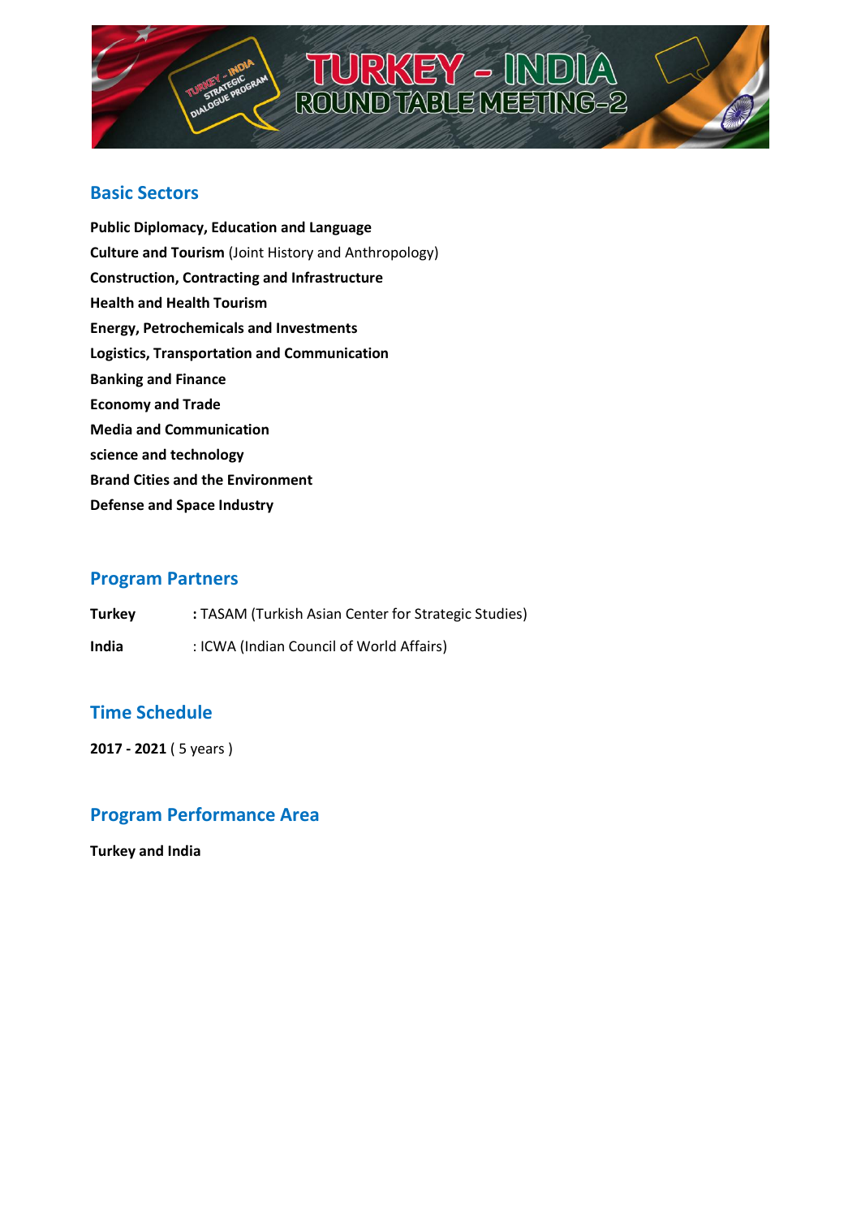# TURKEY - INDIA ROUND TABLE MEETING-2

## Basic Sectors

**Public Diplomacy, Education and Language**
**Culture and Tourism** (Joint History and Anthropology)
**Construction, Contracting and Infrastructure**
**Health and Health Tourism**
**Energy, Petrochemicals and Investments**
**Logistics, Transportation and Communication**
**Banking and Finance**
**Economy and Trade**
**Media and Communication**
**science and technology**
**Brand Cities and the Environment**
**Defense and Space Industry**

## Program Partners

**Turkey** **:** TASAM (Turkish Asian Center for Strategic Studies)

**India** : ICWA (Indian Council of World Affairs)

## Time Schedule

**2017 - 2021** ( 5 years )

## Program Performance Area

**Turkey and India**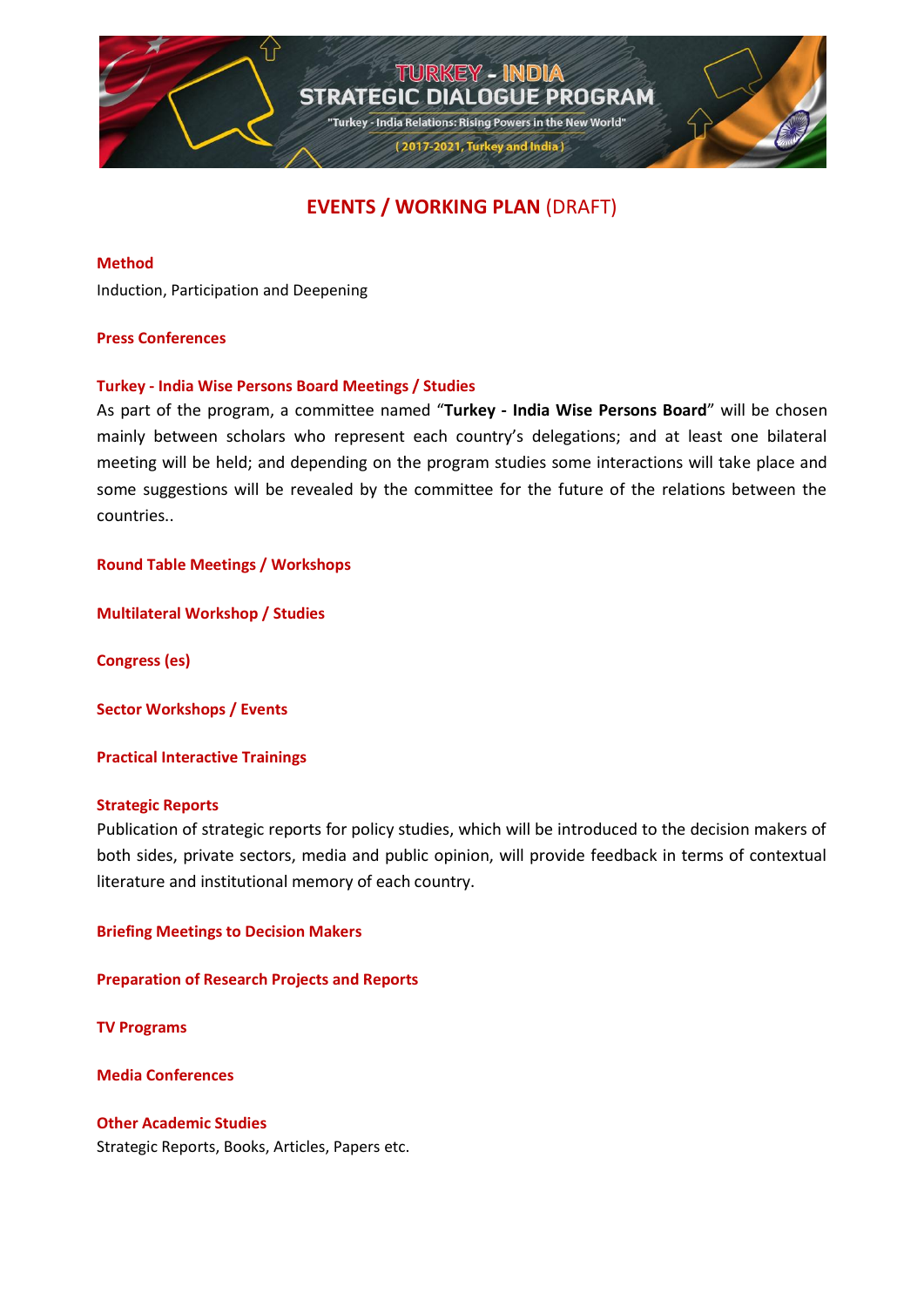# EVENTS / WORKING PLAN (DRAFT)

### Method

Induction, Participation and Deepening

### Press Conferences

### Turkey - India Wise Persons Board Meetings / Studies

As part of the program, a committee named "**Turkey - India Wise Persons Board**" will be chosen mainly between scholars who represent each country's delegations; and at least one bilateral meeting will be held; and depending on the program studies some interactions will take place and some suggestions will be revealed by the committee for the future of the relations between the countries..

### Round Table Meetings / Workshops

### Multilateral Workshop / Studies

### Congress (es)

### Sector Workshops / Events

### Practical Interactive Trainings

### Strategic Reports

Publication of strategic reports for policy studies, which will be introduced to the decision makers of both sides, private sectors, media and public opinion, will provide feedback in terms of contextual literature and institutional memory of each country.

### Briefing Meetings to Decision Makers

### Preparation of Research Projects and Reports

### TV Programs

### Media Conferences

### Other Academic Studies

Strategic Reports, Books, Articles, Papers etc.